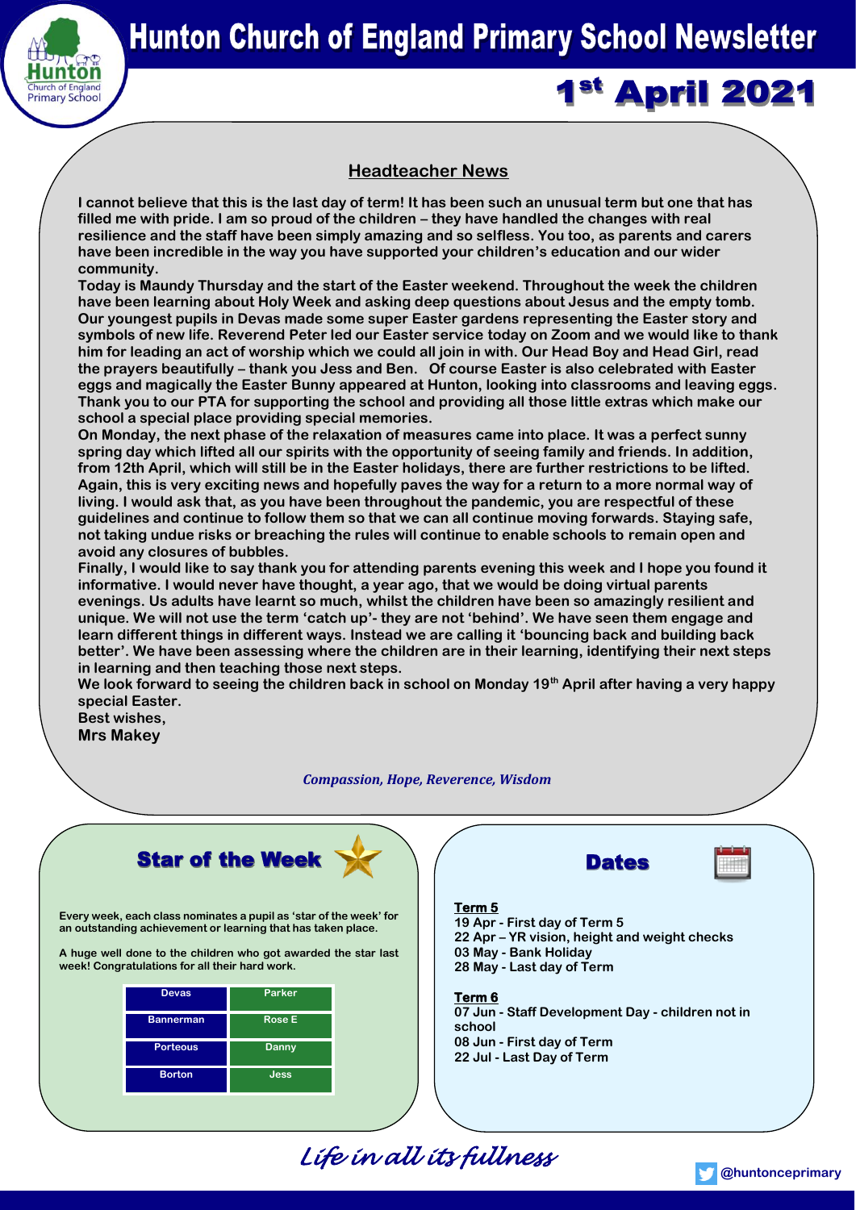# Hunton Church of England Primary School Newsletter

## 1st April 2021

### Headteacher News

**I cannot believe that this is the last day of term! It has been such an unusual term but one that has filled me with pride. I am so proud of the children – they have handled the changes with real resilience and the staff have been simply amazing and so selfless. You too, as parents and carers have been incredible in the way you have supported your children's education and our wider community.**

**Today is Maundy Thursday and the start of the Easter weekend. Throughout the week the children have been learning about Holy Week and asking deep questions about Jesus and the empty tomb. Our youngest pupils in Devas made some super Easter gardens representing the Easter story and symbols of new life. Reverend Peter led our Easter service today on Zoom and we would like to thank him for leading an act of worship which we could all join in with. Our Head Boy and Head Girl, read the prayers beautifully – thank you Jess and Ben. Of course Easter is also celebrated with Easter eggs and magically the Easter Bunny appeared at Hunton, looking into classrooms and leaving eggs. Thank you to our PTA for supporting the school and providing all those little extras which make our school a special place providing special memories.**

**On Monday, the next phase of the relaxation of measures came into place. It was a perfect sunny spring day which lifted all our spirits with the opportunity of seeing family and friends. In addition, from 12th April, which will still be in the Easter holidays, there are further restrictions to be lifted. Again, this is very exciting news and hopefully paves the way for a return to a more normal way of living. I would ask that, as you have been throughout the pandemic, you are respectful of these guidelines and continue to follow them so that we can all continue moving forwards. Staying safe, not taking undue risks or breaching the rules will continue to enable schools to remain open and avoid any closures of bubbles.**

**Finally, I would like to say thank you for attending parents evening this week and I hope you found it informative. I would never have thought, a year ago, that we would be doing virtual parents evenings. Us adults have learnt so much, whilst the children have been so amazingly resilient and unique. We will not use the term 'catch up'- they are not 'behind'. We have seen them engage and learn different things in different ways. Instead we are calling it 'bouncing back and building back better'. We have been assessing where the children are in their learning, identifying their next steps in learning and then teaching those next steps.**

**We look forward to seeing the children back in school on Monday 19th April after having a very happy special Easter.**

**Best wishes,**

**Mrs Makey**

***Compassion, Hope, Reverence, Wisdom***

### Star of the Week

**Every week, each class nominates a pupil as 'star of the week' for an outstanding achievement or learning that has taken place.**

**A huge well done to the children who got awarded the star last week! Congratulations for all their hard work.**

| Class | Pupil |
|---|---|
| Devas | Parker |
| Bannerman | Rose E |
| Porteous | Danny |
| Borton | Jess |

### Dates

**Term 5**

- 19 Apr - First day of Term 5
- 22 Apr – YR vision, height and weight checks
- 03 May - Bank Holiday
- 28 May - Last day of Term

**Term 6**

- 07 Jun - Staff Development Day - children not in school
- 08 Jun - First day of Term
- 22 Jul - Last Day of Term

*Life in all its fullness*

@huntonceprimary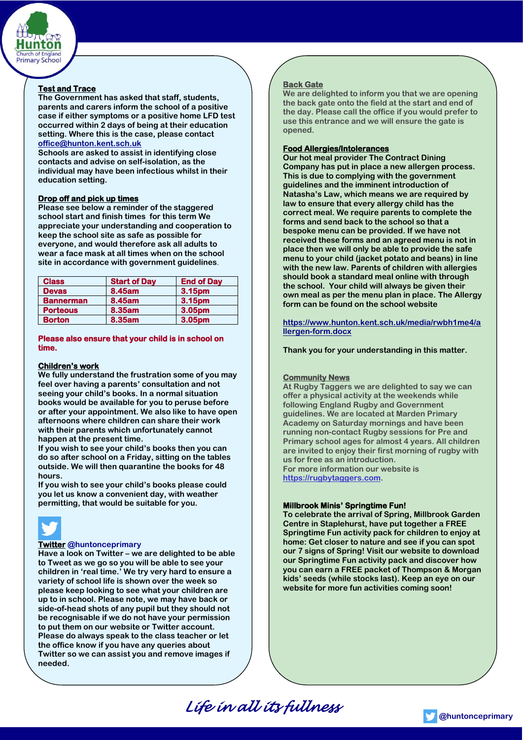**Test and Trace**

The Government has asked that staff, students, parents and carers inform the school of a positive case if either symptoms or a positive home LFD test occurred within 2 days of being at their education setting. Where this is the case, please contact office@hunton.kent.sch.uk

Schools are asked to assist in identifying close contacts and advise on self-isolation, as the individual may have been infectious whilst in their education setting.

**Drop off and pick up times**

Please see below a reminder of the staggered school start and finish times for this term We appreciate your understanding and cooperation to keep the school site as safe as possible for everyone, and would therefore ask all adults to wear a face mask at all times when on the school site in accordance with government guidelines.

| Class | Start of Day | End of Day |
|---|---|---|
| Devas | 8.45am | 3.15pm |
| Bannerman | 8.45am | 3.15pm |
| Porteous | 8.35am | 3.05pm |
| Borton | 8.35am | 3.05pm |

**Please also ensure that your child is in school on time.**

**Children's work**

We fully understand the frustration some of you may feel over having a parents' consultation and not seeing your child's books. In a normal situation books would be available for you to peruse before or after your appointment. We also like to have open afternoons where children can share their work with their parents which unfortunately cannot happen at the present time.

If you wish to see your child's books then you can do so after school on a Friday, sitting on the tables outside. We will then quarantine the books for 48 hours.

If you wish to see your child's books please could you let us know a convenient day, with weather permitting, that would be suitable for you.

**Twitter** @huntonceprimary

Have a look on Twitter – we are delighted to be able to Tweet as we go so you will be able to see your children in 'real time.' We try very hard to ensure a variety of school life is shown over the week so please keep looking to see what your children are up to in school. Please note, we may have back or side-of-head shots of any pupil but they should not be recognisable if we do not have your permission to put them on our website or Twitter account. Please do always speak to the class teacher or let the office know if you have any queries about Twitter so we can assist you and remove images if needed.

**Back Gate**

We are delighted to inform you that we are opening the back gate onto the field at the start and end of the day. Please call the office if you would prefer to use this entrance and we will ensure the gate is opened.

**Food Allergies/Intolerances**

Our hot meal provider The Contract Dining Company has put in place a new allergen process. This is due to complying with the government guidelines and the imminent introduction of Natasha's Law, which means we are required by law to ensure that every allergy child has the correct meal. We require parents to complete the forms and send back to the school so that a bespoke menu can be provided. If we have not received these forms and an agreed menu is not in place then we will only be able to provide the safe menu to your child (jacket potato and beans) in line with the new law. Parents of children with allergies should book a standard meal online with through the school. Your child will always be given their own meal as per the menu plan in place. The Allergy form can be found on the school website

https://www.hunton.kent.sch.uk/media/rwbh1me4/allergen-form.docx

Thank you for your understanding in this matter.

**Community News**

At Rugby Taggers we are delighted to say we can offer a physical activity at the weekends while following England Rugby and Government guidelines. We are located at Marden Primary Academy on Saturday mornings and have been running non-contact Rugby sessions for Pre and Primary school ages for almost 4 years. All children are invited to enjoy their first morning of rugby with us for free as an introduction.

For more information our website is https://rugbytaggers.com.

**Millbrook Minis' Springtime Fun!**

To celebrate the arrival of Spring, Millbrook Garden Centre in Staplehurst, have put together a FREE Springtime Fun activity pack for children to enjoy at home: Get closer to nature and see if you can spot our 7 signs of Spring! Visit our website to download our Springtime Fun activity pack and discover how you can earn a FREE packet of Thompson & Morgan kids' seeds (while stocks last). Keep an eye on our website for more fun activities coming soon!

*Life in all its fullness*